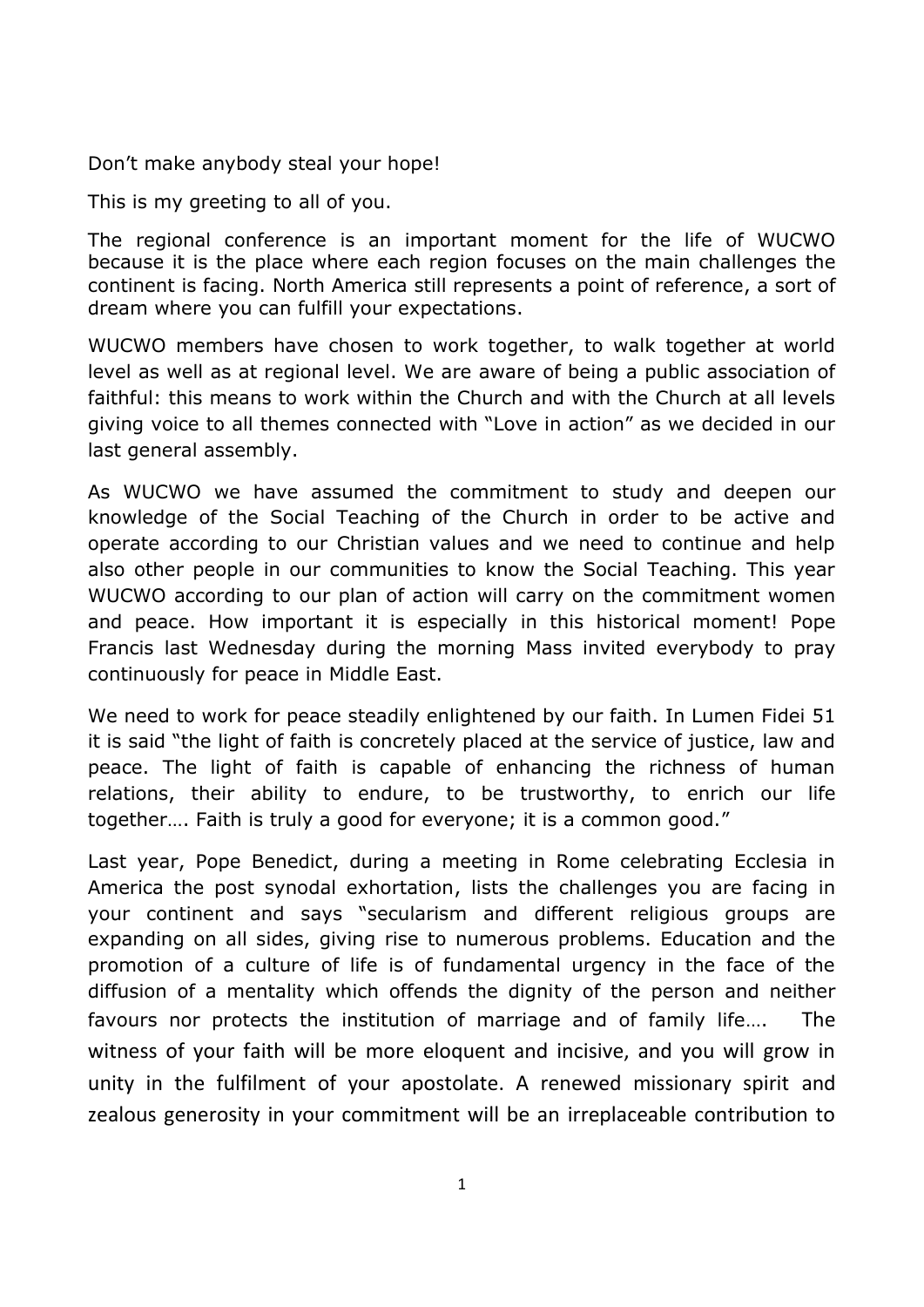Don’t make anybody steal your hope!

This is my greeting to all of you.

The regional conference is an important moment for the life of WUCWO because it is the place where each region focuses on the main challenges the continent is facing. North America still represents a point of reference, a sort of dream where you can fulfill your expectations.

WUCWO members have chosen to work together, to walk together at world level as well as at regional level. We are aware of being a public association of faithful: this means to work within the Church and with the Church at all levels giving voice to all themes connected with “Love in action” as we decided in our last general assembly.

As WUCWO we have assumed the commitment to study and deepen our knowledge of the Social Teaching of the Church in order to be active and operate according to our Christian values and we need to continue and help also other people in our communities to know the Social Teaching. This year WUCWO according to our plan of action will carry on the commitment women and peace. How important it is especially in this historical moment! Pope Francis last Wednesday during the morning Mass invited everybody to pray continuously for peace in Middle East.

We need to work for peace steadily enlightened by our faith. In Lumen Fidei 51 it is said “the light of faith is concretely placed at the service of justice, law and peace. The light of faith is capable of enhancing the richness of human relations, their ability to endure, to be trustworthy, to enrich our life together…. Faith is truly a good for everyone; it is a common good.”

Last year, Pope Benedict, during a meeting in Rome celebrating Ecclesia in America the post synodal exhortation, lists the challenges you are facing in your continent and says “secularism and different religious groups are expanding on all sides, giving rise to numerous problems. Education and the promotion of a culture of life is of fundamental urgency in the face of the diffusion of a mentality which offends the dignity of the person and neither favours nor protects the institution of marriage and of family life…. The witness of your faith will be more eloquent and incisive, and you will grow in unity in the fulfilment of your apostolate. A renewed missionary spirit and zealous generosity in your commitment will be an irreplaceable contribution to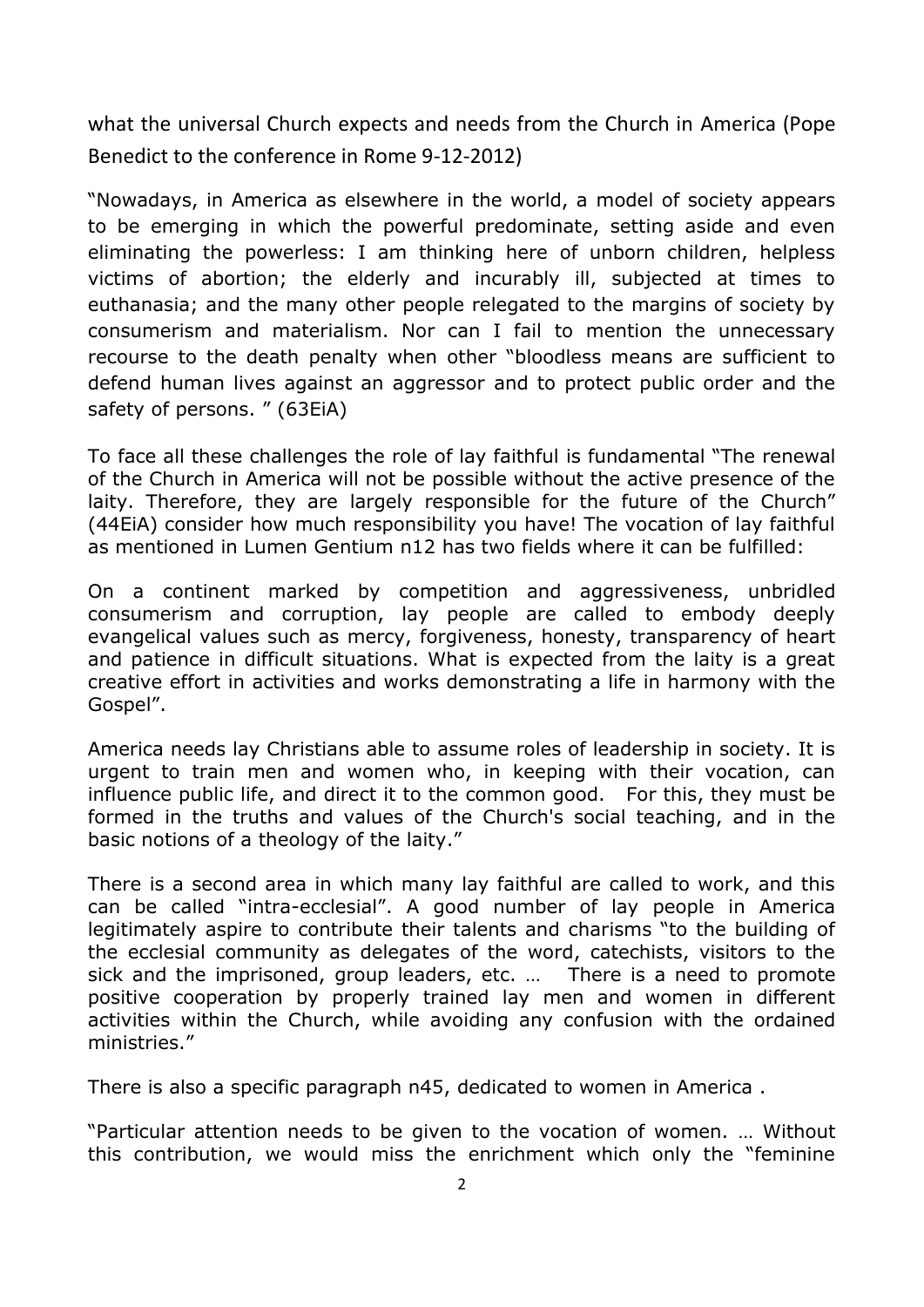what the universal Church expects and needs from the Church in America (Pope Benedict to the conference in Rome 9-12-2012)

"Nowadays, in America as elsewhere in the world, a model of society appears to be emerging in which the powerful predominate, setting aside and even eliminating the powerless: I am thinking here of unborn children, helpless victims of abortion; the elderly and incurably ill, subjected at times to euthanasia; and the many other people relegated to the margins of society by consumerism and materialism. Nor can I fail to mention the unnecessary recourse to the death penalty when other "bloodless means are sufficient to defend human lives against an aggressor and to protect public order and the safety of persons. " (63EiA)

To face all these challenges the role of lay faithful is fundamental "The renewal of the Church in America will not be possible without the active presence of the laity. Therefore, they are largely responsible for the future of the Church" (44EiA) consider how much responsibility you have! The vocation of lay faithful as mentioned in Lumen Gentium n12 has two fields where it can be fulfilled:

On a continent marked by competition and aggressiveness, unbridled consumerism and corruption, lay people are called to embody deeply evangelical values such as mercy, forgiveness, honesty, transparency of heart and patience in difficult situations. What is expected from the laity is a great creative effort in activities and works demonstrating a life in harmony with the Gospel".

America needs lay Christians able to assume roles of leadership in society. It is urgent to train men and women who, in keeping with their vocation, can influence public life, and direct it to the common good. For this, they must be formed in the truths and values of the Church's social teaching, and in the basic notions of a theology of the laity."

There is a second area in which many lay faithful are called to work, and this can be called "intra-ecclesial". A good number of lay people in America legitimately aspire to contribute their talents and charisms "to the building of the ecclesial community as delegates of the word, catechists, visitors to the sick and the imprisoned, group leaders, etc. … There is a need to promote positive cooperation by properly trained lay men and women in different activities within the Church, while avoiding any confusion with the ordained ministries."

There is also a specific paragraph n45, dedicated to women in America .

"Particular attention needs to be given to the vocation of women. … Without this contribution, we would miss the enrichment which only the "feminine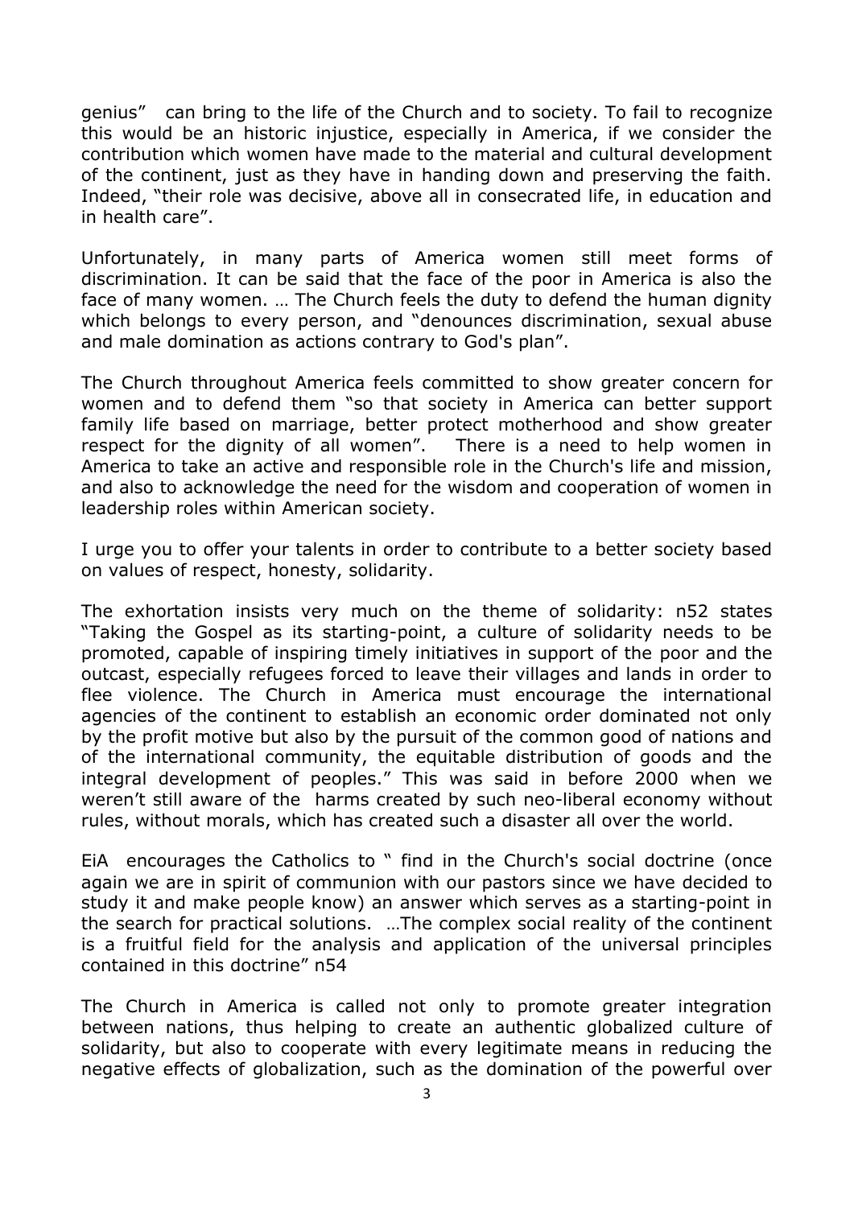genius" can bring to the life of the Church and to society. To fail to recognize this would be an historic injustice, especially in America, if we consider the contribution which women have made to the material and cultural development of the continent, just as they have in handing down and preserving the faith. Indeed, "their role was decisive, above all in consecrated life, in education and in health care".

Unfortunately, in many parts of America women still meet forms of discrimination. It can be said that the face of the poor in America is also the face of many women. … The Church feels the duty to defend the human dignity which belongs to every person, and "denounces discrimination, sexual abuse and male domination as actions contrary to God's plan".

The Church throughout America feels committed to show greater concern for women and to defend them "so that society in America can better support family life based on marriage, better protect motherhood and show greater respect for the dignity of all women". There is a need to help women in America to take an active and responsible role in the Church's life and mission, and also to acknowledge the need for the wisdom and cooperation of women in leadership roles within American society.

I urge you to offer your talents in order to contribute to a better society based on values of respect, honesty, solidarity.

The exhortation insists very much on the theme of solidarity: n52 states "Taking the Gospel as its starting-point, a culture of solidarity needs to be promoted, capable of inspiring timely initiatives in support of the poor and the outcast, especially refugees forced to leave their villages and lands in order to flee violence. The Church in America must encourage the international agencies of the continent to establish an economic order dominated not only by the profit motive but also by the pursuit of the common good of nations and of the international community, the equitable distribution of goods and the integral development of peoples." This was said in before 2000 when we weren't still aware of the harms created by such neo-liberal economy without rules, without morals, which has created such a disaster all over the world.

EiA encourages the Catholics to " find in the Church's social doctrine (once again we are in spirit of communion with our pastors since we have decided to study it and make people know) an answer which serves as a starting-point in the search for practical solutions. …The complex social reality of the continent is a fruitful field for the analysis and application of the universal principles contained in this doctrine" n54

The Church in America is called not only to promote greater integration between nations, thus helping to create an authentic globalized culture of solidarity, but also to cooperate with every legitimate means in reducing the negative effects of globalization, such as the domination of the powerful over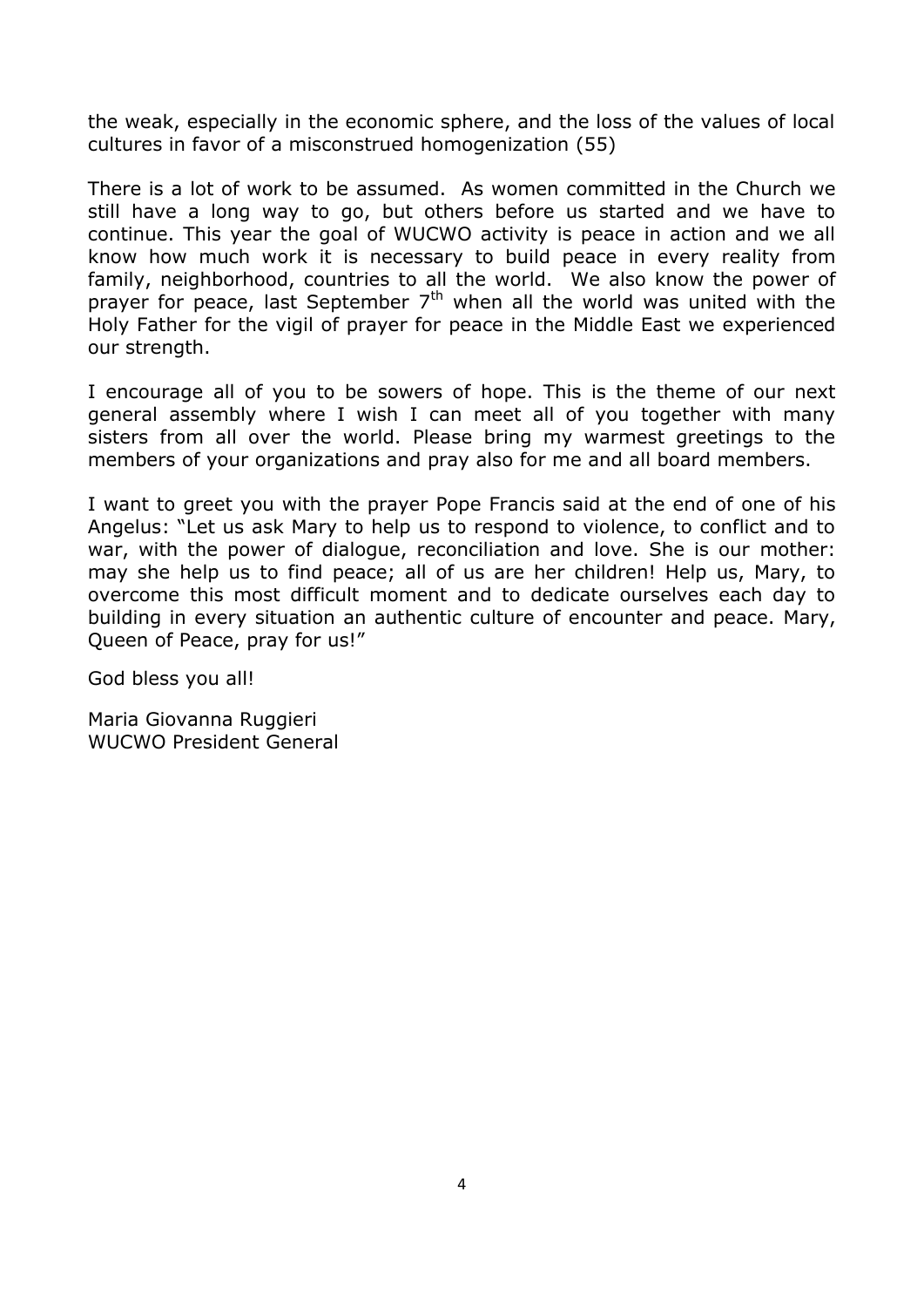the weak, especially in the economic sphere, and the loss of the values of local cultures in favor of a misconstrued homogenization (55)

There is a lot of work to be assumed. As women committed in the Church we still have a long way to go, but others before us started and we have to continue. This year the goal of WUCWO activity is peace in action and we all know how much work it is necessary to build peace in every reality from family, neighborhood, countries to all the world. We also know the power of prayer for peace, last September 7th when all the world was united with the Holy Father for the vigil of prayer for peace in the Middle East we experienced our strength.

I encourage all of you to be sowers of hope. This is the theme of our next general assembly where I wish I can meet all of you together with many sisters from all over the world. Please bring my warmest greetings to the members of your organizations and pray also for me and all board members.

I want to greet you with the prayer Pope Francis said at the end of one of his Angelus: "Let us ask Mary to help us to respond to violence, to conflict and to war, with the power of dialogue, reconciliation and love. She is our mother: may she help us to find peace; all of us are her children! Help us, Mary, to overcome this most difficult moment and to dedicate ourselves each day to building in every situation an authentic culture of encounter and peace. Mary, Queen of Peace, pray for us!"

God bless you all!

Maria Giovanna Ruggieri
WUCWO President General